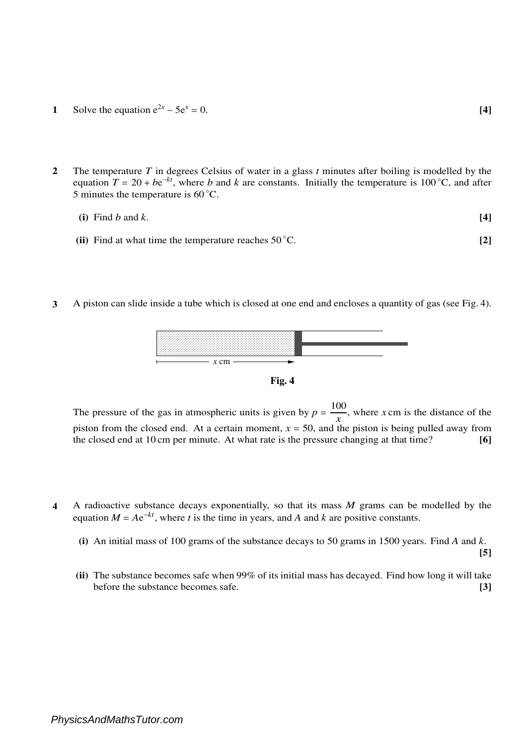**1** Solve the equation $e^{2x} - 5e^{x} = 0$. **[4]**

**2** The temperature $T$ in degrees Celsius of water in a glass $t$ minutes after boiling is modelled by the equation $T = 20 + be^{-kt}$, where $b$ and $k$ are constants. Initially the temperature is $100\,^{\circ}$C, and after 5 minutes the temperature is $60\,^{\circ}$C.

**(i)** Find $b$ and $k$. **[4]**

**(ii)** Find at what time the temperature reaches $50\,^{\circ}$C. **[2]**

**3** A piston can slide inside a tube which is closed at one end and encloses a quantity of gas (see Fig. 4).

Fig. 4

The pressure of the gas in atmospheric units is given by $p = \frac{100}{x}$, where $x$ cm is the distance of the piston from the closed end. At a certain moment, $x = 50$, and the piston is being pulled away from the closed end at 10 cm per minute. At what rate is the pressure changing at that time? **[6]**

**4** A radioactive substance decays exponentially, so that its mass $M$ grams can be modelled by the equation $M = Ae^{-kt}$, where $t$ is the time in years, and $A$ and $k$ are positive constants.

**(i)** An initial mass of 100 grams of the substance decays to 50 grams in 1500 years. Find $A$ and $k$. **[5]**

**(ii)** The substance becomes safe when 99% of its initial mass has decayed. Find how long it will take before the substance becomes safe. **[3]**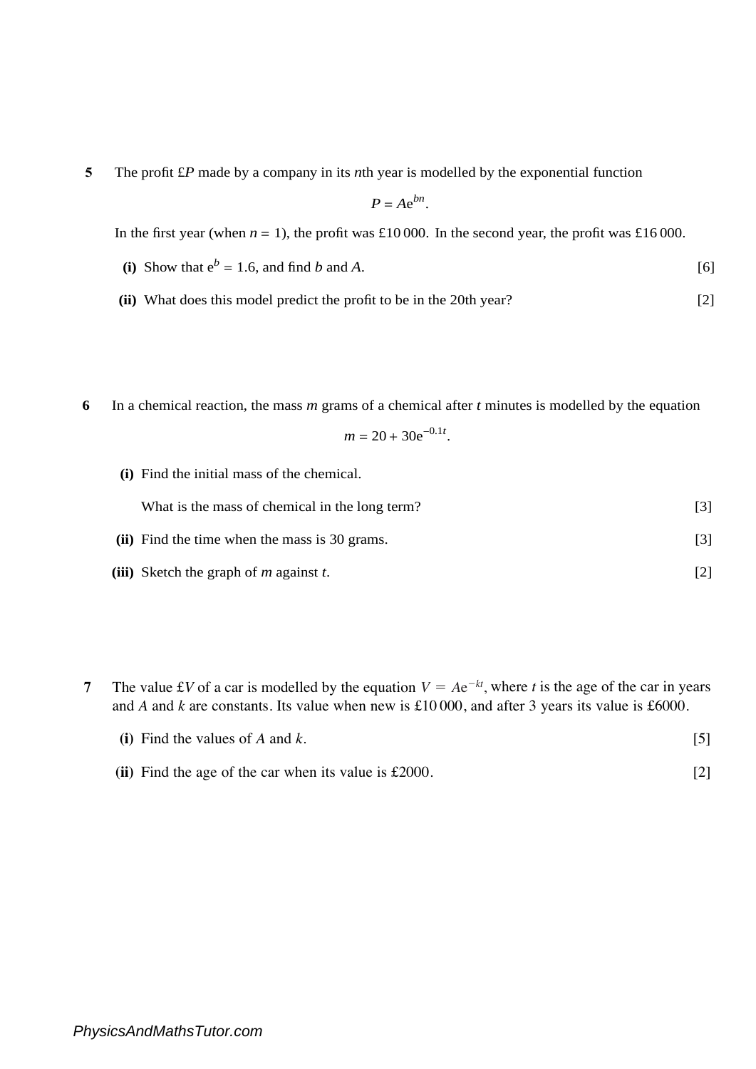**5** The profit £$P$ made by a company in its $n$th year is modelled by the exponential function

$$P = Ae^{bn}.$$

In the first year (when $n = 1$), the profit was £10 000. In the second year, the profit was £16 000.

**(i)** Show that $e^b = 1.6$, and find $b$ and $A$. [6]

**(ii)** What does this model predict the profit to be in the 20th year? [2]

**6** In a chemical reaction, the mass $m$ grams of a chemical after $t$ minutes is modelled by the equation

$$m = 20 + 30e^{-0.1t}.$$

**(i)** Find the initial mass of the chemical.

What is the mass of chemical in the long term? [3]

**(ii)** Find the time when the mass is 30 grams. [3]

**(iii)** Sketch the graph of $m$ against $t$. [2]

**7** The value £$V$ of a car is modelled by the equation $V = Ae^{-kt}$, where $t$ is the age of the car in years and $A$ and $k$ are constants. Its value when new is £10 000, and after 3 years its value is £6000.

**(i)** Find the values of $A$ and $k$. [5]

**(ii)** Find the age of the car when its value is £2000. [2]